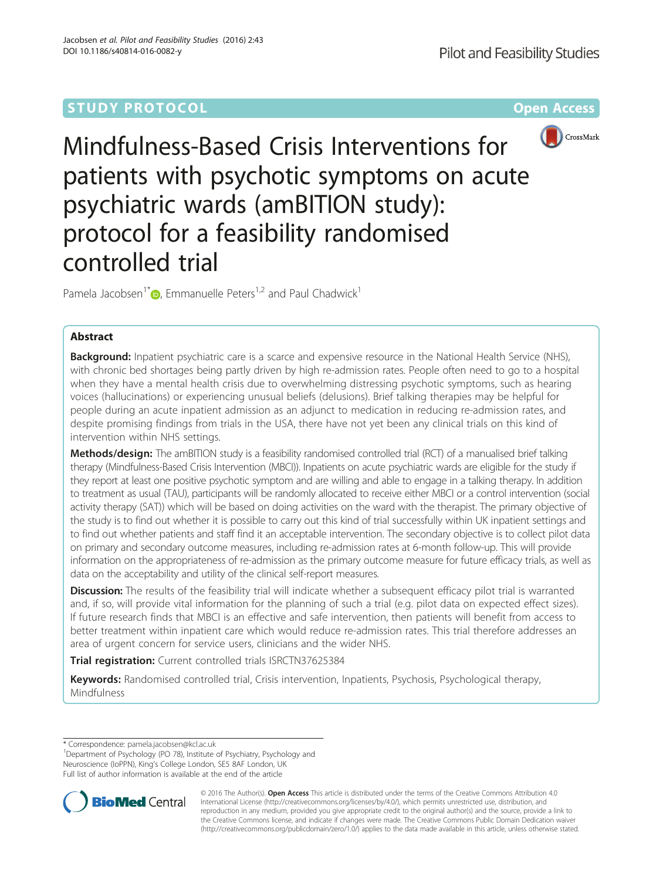STUDY PROTOCOL

Open Access

# Mindfulness-Based Crisis Interventions for patients with psychotic symptoms on acute psychiatric wards (amBITION study): protocol for a feasibility randomised controlled trial

Pamela Jacobsen[1*], Emmanuelle Peters[1,2] and Paul Chadwick[1]

## Abstract

**Background:** Inpatient psychiatric care is a scarce and expensive resource in the National Health Service (NHS), with chronic bed shortages being partly driven by high re-admission rates. People often need to go to a hospital when they have a mental health crisis due to overwhelming distressing psychotic symptoms, such as hearing voices (hallucinations) or experiencing unusual beliefs (delusions). Brief talking therapies may be helpful for people during an acute inpatient admission as an adjunct to medication in reducing re-admission rates, and despite promising findings from trials in the USA, there have not yet been any clinical trials on this kind of intervention within NHS settings.

**Methods/design:** The amBITION study is a feasibility randomised controlled trial (RCT) of a manualised brief talking therapy (Mindfulness-Based Crisis Intervention (MBCI)). Inpatients on acute psychiatric wards are eligible for the study if they report at least one positive psychotic symptom and are willing and able to engage in a talking therapy. In addition to treatment as usual (TAU), participants will be randomly allocated to receive either MBCI or a control intervention (social activity therapy (SAT)) which will be based on doing activities on the ward with the therapist. The primary objective of the study is to find out whether it is possible to carry out this kind of trial successfully within UK inpatient settings and to find out whether patients and staff find it an acceptable intervention. The secondary objective is to collect pilot data on primary and secondary outcome measures, including re-admission rates at 6-month follow-up. This will provide information on the appropriateness of re-admission as the primary outcome measure for future efficacy trials, as well as data on the acceptability and utility of the clinical self-report measures.

**Discussion:** The results of the feasibility trial will indicate whether a subsequent efficacy pilot trial is warranted and, if so, will provide vital information for the planning of such a trial (e.g. pilot data on expected effect sizes). If future research finds that MBCI is an effective and safe intervention, then patients will benefit from access to better treatment within inpatient care which would reduce re-admission rates. This trial therefore addresses an area of urgent concern for service users, clinicians and the wider NHS.

**Trial registration:** Current controlled trials ISRCTN37625384

**Keywords:** Randomised controlled trial, Crisis intervention, Inpatients, Psychosis, Psychological therapy, Mindfulness

---

* Correspondence: pamela.jacobsen@kcl.ac.uk
[1]Department of Psychology (PO 78), Institute of Psychiatry, Psychology and Neuroscience (IoPPN), King's College London, SE5 8AF London, UK
Full list of author information is available at the end of the article

© 2016 The Author(s). **Open Access** This article is distributed under the terms of the Creative Commons Attribution 4.0 International License (http://creativecommons.org/licenses/by/4.0/), which permits unrestricted use, distribution, and reproduction in any medium, provided you give appropriate credit to the original author(s) and the source, provide a link to the Creative Commons license, and indicate if changes were made. The Creative Commons Public Domain Dedication waiver (http://creativecommons.org/publicdomain/zero/1.0/) applies to the data made available in this article, unless otherwise stated.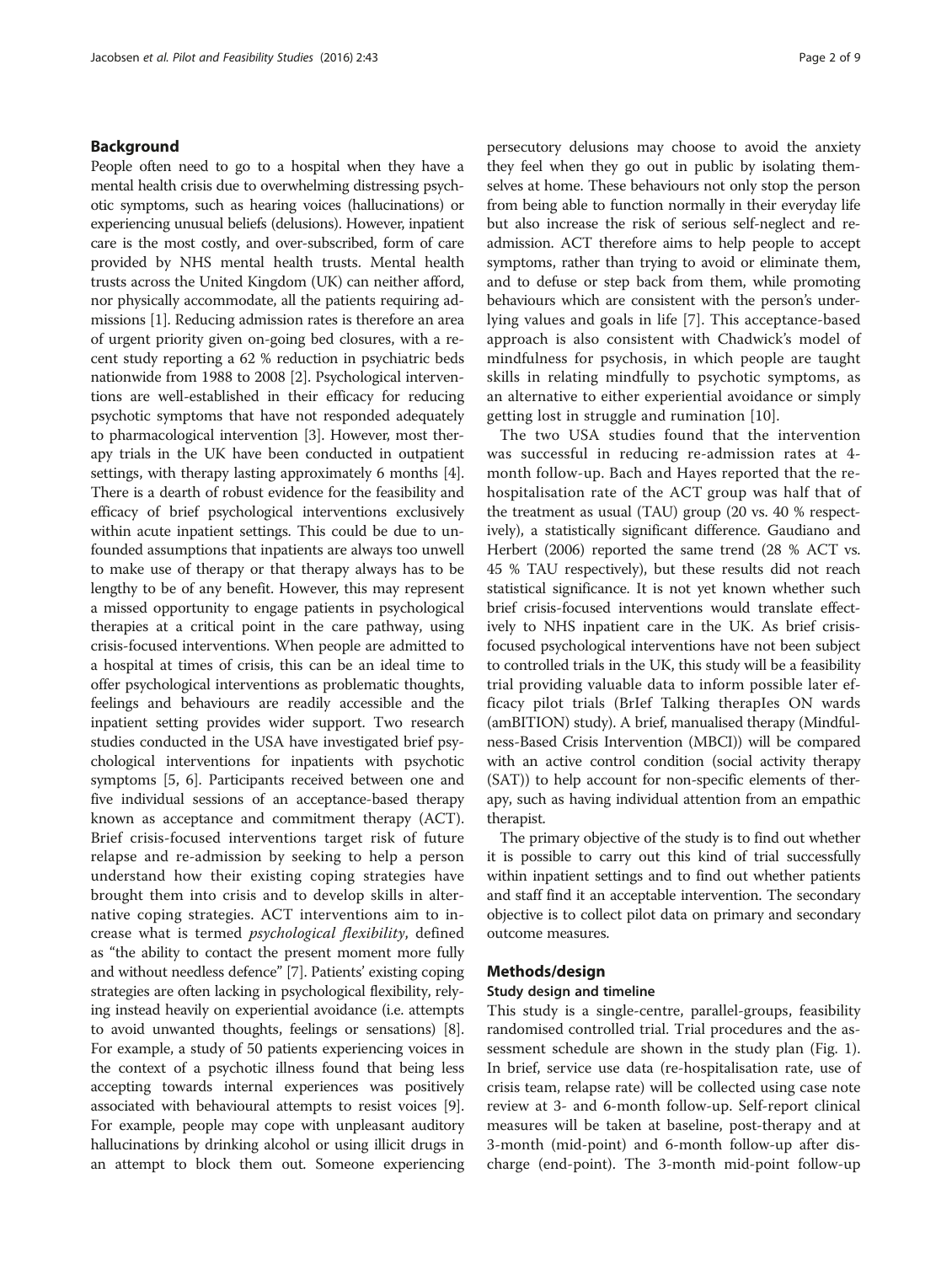## Background

People often need to go to a hospital when they have a mental health crisis due to overwhelming distressing psychotic symptoms, such as hearing voices (hallucinations) or experiencing unusual beliefs (delusions). However, inpatient care is the most costly, and over-subscribed, form of care provided by NHS mental health trusts. Mental health trusts across the United Kingdom (UK) can neither afford, nor physically accommodate, all the patients requiring admissions [1]. Reducing admission rates is therefore an area of urgent priority given on-going bed closures, with a recent study reporting a 62 % reduction in psychiatric beds nationwide from 1988 to 2008 [2]. Psychological interventions are well-established in their efficacy for reducing psychotic symptoms that have not responded adequately to pharmacological intervention [3]. However, most therapy trials in the UK have been conducted in outpatient settings, with therapy lasting approximately 6 months [4]. There is a dearth of robust evidence for the feasibility and efficacy of brief psychological interventions exclusively within acute inpatient settings. This could be due to unfounded assumptions that inpatients are always too unwell to make use of therapy or that therapy always has to be lengthy to be of any benefit. However, this may represent a missed opportunity to engage patients in psychological therapies at a critical point in the care pathway, using crisis-focused interventions. When people are admitted to a hospital at times of crisis, this can be an ideal time to offer psychological interventions as problematic thoughts, feelings and behaviours are readily accessible and the inpatient setting provides wider support. Two research studies conducted in the USA have investigated brief psychological interventions for inpatients with psychotic symptoms [5, 6]. Participants received between one and five individual sessions of an acceptance-based therapy known as acceptance and commitment therapy (ACT). Brief crisis-focused interventions target risk of future relapse and re-admission by seeking to help a person understand how their existing coping strategies have brought them into crisis and to develop skills in alternative coping strategies. ACT interventions aim to increase what is termed *psychological flexibility*, defined as "the ability to contact the present moment more fully and without needless defence" [7]. Patients' existing coping strategies are often lacking in psychological flexibility, relying instead heavily on experiential avoidance (i.e. attempts to avoid unwanted thoughts, feelings or sensations) [8]. For example, a study of 50 patients experiencing voices in the context of a psychotic illness found that being less accepting towards internal experiences was positively associated with behavioural attempts to resist voices [9]. For example, people may cope with unpleasant auditory hallucinations by drinking alcohol or using illicit drugs in an attempt to block them out. Someone experiencing persecutory delusions may choose to avoid the anxiety they feel when they go out in public by isolating themselves at home. These behaviours not only stop the person from being able to function normally in their everyday life but also increase the risk of serious self-neglect and re-admission. ACT therefore aims to help people to accept symptoms, rather than trying to avoid or eliminate them, and to defuse or step back from them, while promoting behaviours which are consistent with the person's underlying values and goals in life [7]. This acceptance-based approach is also consistent with Chadwick's model of mindfulness for psychosis, in which people are taught skills in relating mindfully to psychotic symptoms, as an alternative to either experiential avoidance or simply getting lost in struggle and rumination [10].

The two USA studies found that the intervention was successful in reducing re-admission rates at 4-month follow-up. Bach and Hayes reported that the re-hospitalisation rate of the ACT group was half that of the treatment as usual (TAU) group (20 vs. 40 % respectively), a statistically significant difference. Gaudiano and Herbert (2006) reported the same trend (28 % ACT vs. 45 % TAU respectively), but these results did not reach statistical significance. It is not yet known whether such brief crisis-focused interventions would translate effectively to NHS inpatient care in the UK. As brief crisis-focused psychological interventions have not been subject to controlled trials in the UK, this study will be a feasibility trial providing valuable data to inform possible later efficacy pilot trials (BrIef Talking therapIes ON wards (amBITION) study). A brief, manualised therapy (Mindfulness-Based Crisis Intervention (MBCI)) will be compared with an active control condition (social activity therapy (SAT)) to help account for non-specific elements of therapy, such as having individual attention from an empathic therapist.

The primary objective of the study is to find out whether it is possible to carry out this kind of trial successfully within inpatient settings and to find out whether patients and staff find it an acceptable intervention. The secondary objective is to collect pilot data on primary and secondary outcome measures.

## Methods/design

### Study design and timeline

This study is a single-centre, parallel-groups, feasibility randomised controlled trial. Trial procedures and the assessment schedule are shown in the study plan (Fig. 1). In brief, service use data (re-hospitalisation rate, use of crisis team, relapse rate) will be collected using case note review at 3- and 6-month follow-up. Self-report clinical measures will be taken at baseline, post-therapy and at 3-month (mid-point) and 6-month follow-up after discharge (end-point). The 3-month mid-point follow-up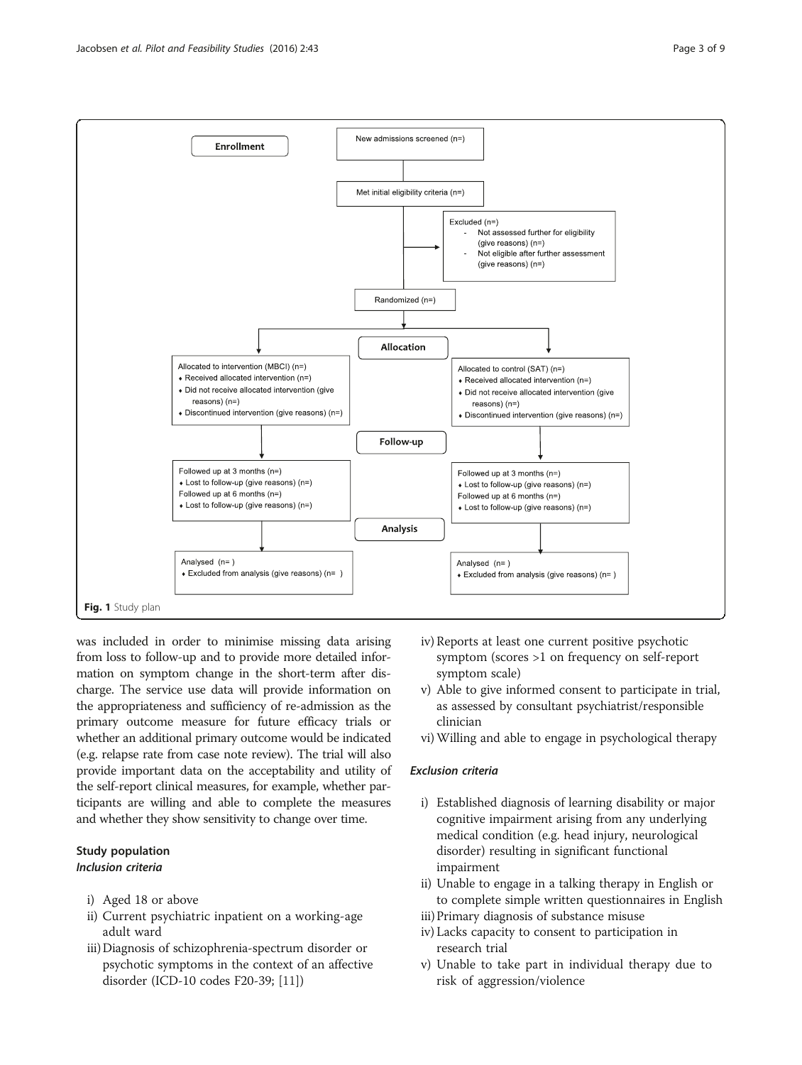Enrollment

New admissions screened (n=)

Met initial eligibility criteria (n=)

Excluded (n=)
- Not assessed further for eligibility (give reasons) (n=)
- Not eligible after further assessment (give reasons) (n=)

Randomized (n=)

Allocation

Allocated to intervention (MBCI) (n=)
- Received allocated intervention (n=)
- Did not receive allocated intervention (give reasons) (n=)
- Discontinued intervention (give reasons) (n=)

Allocated to control (SAT) (n=)
- Received allocated intervention (n=)
- Did not receive allocated intervention (give reasons) (n=)
- Discontinued intervention (give reasons) (n=)

Follow-up

Followed up at 3 months (n=)
- Lost to follow-up (give reasons) (n=)

Followed up at 6 months (n=)
- Lost to follow-up (give reasons) (n=)

Followed up at 3 months (n=)
- Lost to follow-up (give reasons) (n=)

Followed up at 6 months (n=)
- Lost to follow-up (give reasons) (n=)

Analysis

Analysed (n= )
- Excluded from analysis (give reasons) (n= )

Analysed (n= )
- Excluded from analysis (give reasons) (n= )

**Fig. 1** Study plan

was included in order to minimise missing data arising from loss to follow-up and to provide more detailed information on symptom change in the short-term after discharge. The service use data will provide information on the appropriateness and sufficiency of re-admission as the primary outcome measure for future efficacy trials or whether an additional primary outcome would be indicated (e.g. relapse rate from case note review). The trial will also provide important data on the acceptability and utility of the self-report clinical measures, for example, whether participants are willing and able to complete the measures and whether they show sensitivity to change over time.

## Study population

### *Inclusion criteria*

i) Aged 18 or above
ii) Current psychiatric inpatient on a working-age adult ward
iii) Diagnosis of schizophrenia-spectrum disorder or psychotic symptoms in the context of an affective disorder (ICD-10 codes F20-39; [11])
iv) Reports at least one current positive psychotic symptom (scores >1 on frequency on self-report symptom scale)
v) Able to give informed consent to participate in trial, as assessed by consultant psychiatrist/responsible clinician
vi) Willing and able to engage in psychological therapy

### *Exclusion criteria*

i) Established diagnosis of learning disability or major cognitive impairment arising from any underlying medical condition (e.g. head injury, neurological disorder) resulting in significant functional impairment
ii) Unable to engage in a talking therapy in English or to complete simple written questionnaires in English
iii) Primary diagnosis of substance misuse
iv) Lacks capacity to consent to participation in research trial
v) Unable to take part in individual therapy due to risk of aggression/violence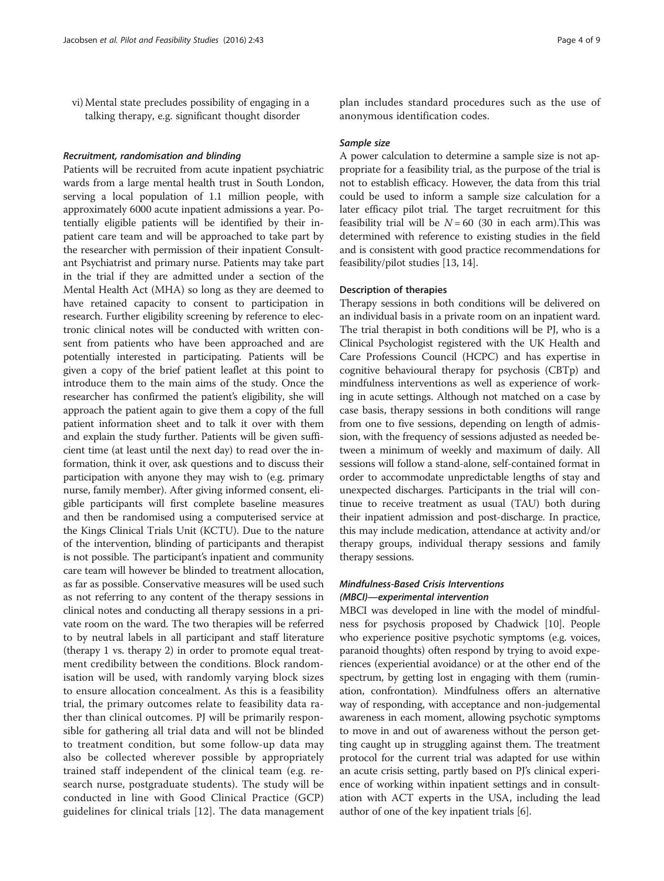vi) Mental state precludes possibility of engaging in a talking therapy, e.g. significant thought disorder

#### *Recruitment, randomisation and blinding*

Patients will be recruited from acute inpatient psychiatric wards from a large mental health trust in South London, serving a local population of 1.1 million people, with approximately 6000 acute inpatient admissions a year. Potentially eligible patients will be identified by their inpatient care team and will be approached to take part by the researcher with permission of their inpatient Consultant Psychiatrist and primary nurse. Patients may take part in the trial if they are admitted under a section of the Mental Health Act (MHA) so long as they are deemed to have retained capacity to consent to participation in research. Further eligibility screening by reference to electronic clinical notes will be conducted with written consent from patients who have been approached and are potentially interested in participating. Patients will be given a copy of the brief patient leaflet at this point to introduce them to the main aims of the study. Once the researcher has confirmed the patient's eligibility, she will approach the patient again to give them a copy of the full patient information sheet and to talk it over with them and explain the study further. Patients will be given sufficient time (at least until the next day) to read over the information, think it over, ask questions and to discuss their participation with anyone they may wish to (e.g. primary nurse, family member). After giving informed consent, eligible participants will first complete baseline measures and then be randomised using a computerised service at the Kings Clinical Trials Unit (KCTU). Due to the nature of the intervention, blinding of participants and therapist is not possible. The participant's inpatient and community care team will however be blinded to treatment allocation, as far as possible. Conservative measures will be used such as not referring to any content of the therapy sessions in clinical notes and conducting all therapy sessions in a private room on the ward. The two therapies will be referred to by neutral labels in all participant and staff literature (therapy 1 vs. therapy 2) in order to promote equal treatment credibility between the conditions. Block randomisation will be used, with randomly varying block sizes to ensure allocation concealment. As this is a feasibility trial, the primary outcomes relate to feasibility data rather than clinical outcomes. PJ will be primarily responsible for gathering all trial data and will not be blinded to treatment condition, but some follow-up data may also be collected wherever possible by appropriately trained staff independent of the clinical team (e.g. research nurse, postgraduate students). The study will be conducted in line with Good Clinical Practice (GCP) guidelines for clinical trials [12]. The data management plan includes standard procedures such as the use of anonymous identification codes.

#### *Sample size*

A power calculation to determine a sample size is not appropriate for a feasibility trial, as the purpose of the trial is not to establish efficacy. However, the data from this trial could be used to inform a sample size calculation for a later efficacy pilot trial. The target recruitment for this feasibility trial will be $N = 60$ (30 in each arm).This was determined with reference to existing studies in the field and is consistent with good practice recommendations for feasibility/pilot studies [13, 14].

### Description of therapies

Therapy sessions in both conditions will be delivered on an individual basis in a private room on an inpatient ward. The trial therapist in both conditions will be PJ, who is a Clinical Psychologist registered with the UK Health and Care Professions Council (HCPC) and has expertise in cognitive behavioural therapy for psychosis (CBTp) and mindfulness interventions as well as experience of working in acute settings. Although not matched on a case by case basis, therapy sessions in both conditions will range from one to five sessions, depending on length of admission, with the frequency of sessions adjusted as needed between a minimum of weekly and maximum of daily. All sessions will follow a stand-alone, self-contained format in order to accommodate unpredictable lengths of stay and unexpected discharges. Participants in the trial will continue to receive treatment as usual (TAU) both during their inpatient admission and post-discharge. In practice, this may include medication, attendance at activity and/or therapy groups, individual therapy sessions and family therapy sessions.

#### *Mindfulness-Based Crisis Interventions (MBCI)—experimental intervention*

MBCI was developed in line with the model of mindfulness for psychosis proposed by Chadwick [10]. People who experience positive psychotic symptoms (e.g. voices, paranoid thoughts) often respond by trying to avoid experiences (experiential avoidance) or at the other end of the spectrum, by getting lost in engaging with them (rumination, confrontation). Mindfulness offers an alternative way of responding, with acceptance and non-judgemental awareness in each moment, allowing psychotic symptoms to move in and out of awareness without the person getting caught up in struggling against them. The treatment protocol for the current trial was adapted for use within an acute crisis setting, partly based on PJ's clinical experience of working within inpatient settings and in consultation with ACT experts in the USA, including the lead author of one of the key inpatient trials [6].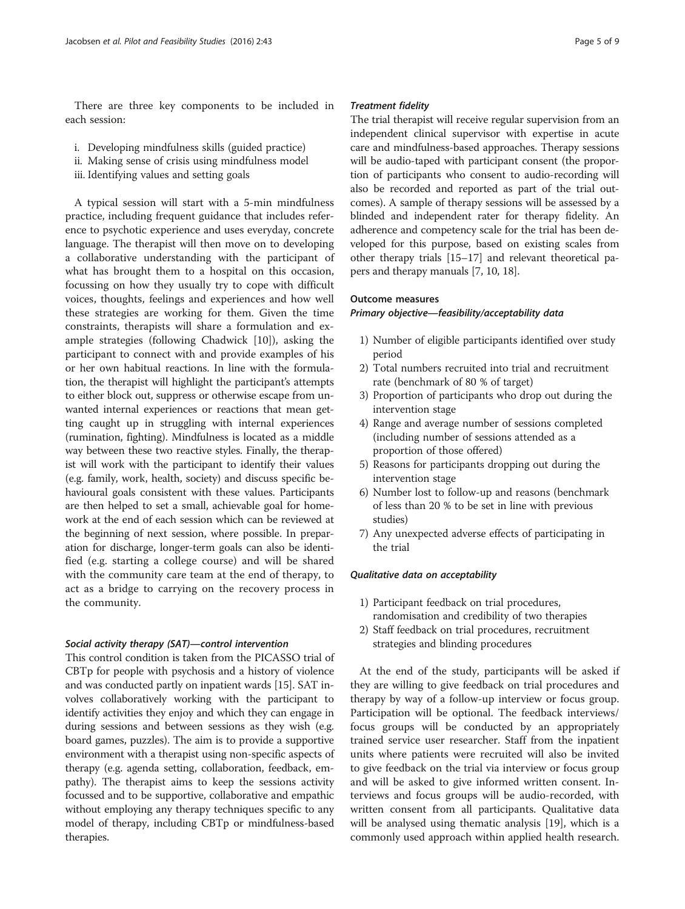There are three key components to be included in each session:

i. Developing mindfulness skills (guided practice)
ii. Making sense of crisis using mindfulness model
iii. Identifying values and setting goals

A typical session will start with a 5-min mindfulness practice, including frequent guidance that includes reference to psychotic experience and uses everyday, concrete language. The therapist will then move on to developing a collaborative understanding with the participant of what has brought them to a hospital on this occasion, focussing on how they usually try to cope with difficult voices, thoughts, feelings and experiences and how well these strategies are working for them. Given the time constraints, therapists will share a formulation and example strategies (following Chadwick [10]), asking the participant to connect with and provide examples of his or her own habitual reactions. In line with the formulation, the therapist will highlight the participant's attempts to either block out, suppress or otherwise escape from unwanted internal experiences or reactions that mean getting caught up in struggling with internal experiences (rumination, fighting). Mindfulness is located as a middle way between these two reactive styles. Finally, the therapist will work with the participant to identify their values (e.g. family, work, health, society) and discuss specific behavioural goals consistent with these values. Participants are then helped to set a small, achievable goal for homework at the end of each session which can be reviewed at the beginning of next session, where possible. In preparation for discharge, longer-term goals can also be identified (e.g. starting a college course) and will be shared with the community care team at the end of therapy, to act as a bridge to carrying on the recovery process in the community.

#### *Social activity therapy (SAT)—control intervention*

This control condition is taken from the PICASSO trial of CBTp for people with psychosis and a history of violence and was conducted partly on inpatient wards [15]. SAT involves collaboratively working with the participant to identify activities they enjoy and which they can engage in during sessions and between sessions as they wish (e.g. board games, puzzles). The aim is to provide a supportive environment with a therapist using non-specific aspects of therapy (e.g. agenda setting, collaboration, feedback, empathy). The therapist aims to keep the sessions activity focussed and to be supportive, collaborative and empathic without employing any therapy techniques specific to any model of therapy, including CBTp or mindfulness-based therapies.

#### *Treatment fidelity*

The trial therapist will receive regular supervision from an independent clinical supervisor with expertise in acute care and mindfulness-based approaches. Therapy sessions will be audio-taped with participant consent (the proportion of participants who consent to audio-recording will also be recorded and reported as part of the trial outcomes). A sample of therapy sessions will be assessed by a blinded and independent rater for therapy fidelity. An adherence and competency scale for the trial has been developed for this purpose, based on existing scales from other therapy trials [15–17] and relevant theoretical papers and therapy manuals [7, 10, 18].

### Outcome measures

#### *Primary objective—feasibility/acceptability data*

1) Number of eligible participants identified over study period
2) Total numbers recruited into trial and recruitment rate (benchmark of 80 % of target)
3) Proportion of participants who drop out during the intervention stage
4) Range and average number of sessions completed (including number of sessions attended as a proportion of those offered)
5) Reasons for participants dropping out during the intervention stage
6) Number lost to follow-up and reasons (benchmark of less than 20 % to be set in line with previous studies)
7) Any unexpected adverse effects of participating in the trial

#### *Qualitative data on acceptability*

1) Participant feedback on trial procedures, randomisation and credibility of two therapies
2) Staff feedback on trial procedures, recruitment strategies and blinding procedures

At the end of the study, participants will be asked if they are willing to give feedback on trial procedures and therapy by way of a follow-up interview or focus group. Participation will be optional. The feedback interviews/focus groups will be conducted by an appropriately trained service user researcher. Staff from the inpatient units where patients were recruited will also be invited to give feedback on the trial via interview or focus group and will be asked to give informed written consent. Interviews and focus groups will be audio-recorded, with written consent from all participants. Qualitative data will be analysed using thematic analysis [19], which is a commonly used approach within applied health research.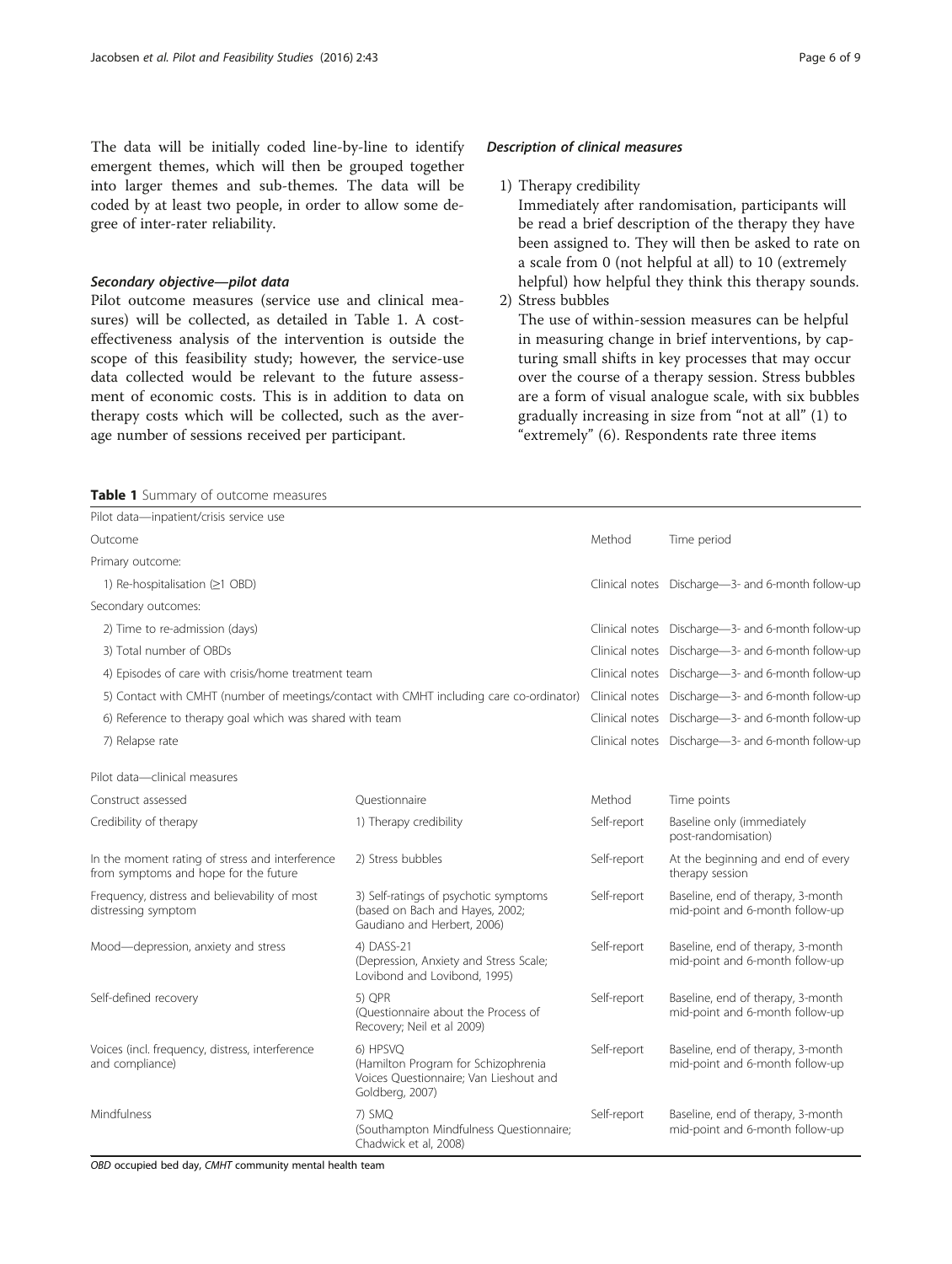The data will be initially coded line-by-line to identify emergent themes, which will then be grouped together into larger themes and sub-themes. The data will be coded by at least two people, in order to allow some degree of inter-rater reliability.

#### *Secondary objective—pilot data*

Pilot outcome measures (service use and clinical measures) will be collected, as detailed in Table 1. A cost-effectiveness analysis of the intervention is outside the scope of this feasibility study; however, the service-use data collected would be relevant to the future assessment of economic costs. This is in addition to data on therapy costs which will be collected, such as the average number of sessions received per participant.

#### *Description of clinical measures*

1) Therapy credibility
   Immediately after randomisation, participants will be read a brief description of the therapy they have been assigned to. They will then be asked to rate on a scale from 0 (not helpful at all) to 10 (extremely helpful) how helpful they think this therapy sounds.
2) Stress bubbles
   The use of within-session measures can be helpful in measuring change in brief interventions, by capturing small shifts in key processes that may occur over the course of a therapy session. Stress bubbles are a form of visual analogue scale, with six bubbles gradually increasing in size from "not at all" (1) to "extremely" (6). Respondents rate three items

**Table 1** Summary of outcome measures

| Pilot data—inpatient/crisis service use | | | |
|---|---|---|---|
| Outcome | | Method | Time period |
| Primary outcome: | | | |
| 1) Re-hospitalisation (≥1 OBD) | | Clinical notes | Discharge—3- and 6-month follow-up |
| Secondary outcomes: | | | |
| 2) Time to re-admission (days) | | Clinical notes | Discharge—3- and 6-month follow-up |
| 3) Total number of OBDs | | Clinical notes | Discharge—3- and 6-month follow-up |
| 4) Episodes of care with crisis/home treatment team | | Clinical notes | Discharge—3- and 6-month follow-up |
| 5) Contact with CMHT (number of meetings/contact with CMHT including care co-ordinator) | | Clinical notes | Discharge—3- and 6-month follow-up |
| 6) Reference to therapy goal which was shared with team | | Clinical notes | Discharge—3- and 6-month follow-up |
| 7) Relapse rate | | Clinical notes | Discharge—3- and 6-month follow-up |
| Pilot data—clinical measures | | | |
| Construct assessed | Questionnaire | Method | Time points |
| Credibility of therapy | 1) Therapy credibility | Self-report | Baseline only (immediately post-randomisation) |
| In the moment rating of stress and interference from symptoms and hope for the future | 2) Stress bubbles | Self-report | At the beginning and end of every therapy session |
| Frequency, distress and believability of most distressing symptom | 3) Self-ratings of psychotic symptoms (based on Bach and Hayes, 2002; Gaudiano and Herbert, 2006) | Self-report | Baseline, end of therapy, 3-month mid-point and 6-month follow-up |
| Mood—depression, anxiety and stress | 4) DASS-21 (Depression, Anxiety and Stress Scale; Lovibond and Lovibond, 1995) | Self-report | Baseline, end of therapy, 3-month mid-point and 6-month follow-up |
| Self-defined recovery | 5) QPR (Questionnaire about the Process of Recovery; Neil et al 2009) | Self-report | Baseline, end of therapy, 3-month mid-point and 6-month follow-up |
| Voices (incl. frequency, distress, interference and compliance) | 6) HPSVQ (Hamilton Program for Schizophrenia Voices Questionnaire; Van Lieshout and Goldberg, 2007) | Self-report | Baseline, end of therapy, 3-month mid-point and 6-month follow-up |
| Mindfulness | 7) SMQ (Southampton Mindfulness Questionnaire; Chadwick et al, 2008) | Self-report | Baseline, end of therapy, 3-month mid-point and 6-month follow-up |

*OBD* occupied bed day, *CMHT* community mental health team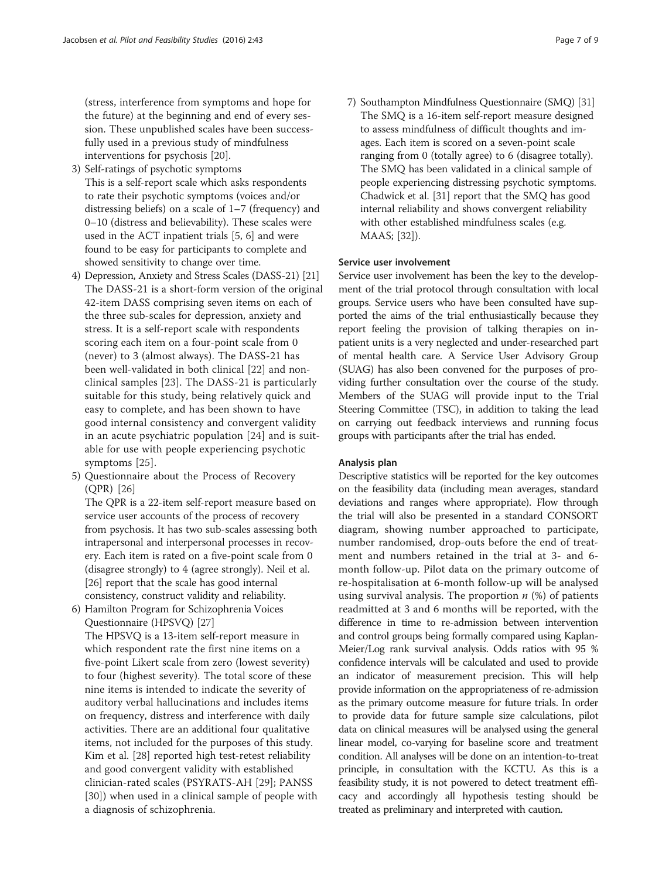(stress, interference from symptoms and hope for the future) at the beginning and end of every session. These unpublished scales have been successfully used in a previous study of mindfulness interventions for psychosis [20].

3) Self-ratings of psychotic symptoms
   This is a self-report scale which asks respondents to rate their psychotic symptoms (voices and/or distressing beliefs) on a scale of 1–7 (frequency) and 0–10 (distress and believability). These scales were used in the ACT inpatient trials [5, 6] and were found to be easy for participants to complete and showed sensitivity to change over time.
4) Depression, Anxiety and Stress Scales (DASS-21) [21]
   The DASS-21 is a short-form version of the original 42-item DASS comprising seven items on each of the three sub-scales for depression, anxiety and stress. It is a self-report scale with respondents scoring each item on a four-point scale from 0 (never) to 3 (almost always). The DASS-21 has been well-validated in both clinical [22] and non-clinical samples [23]. The DASS-21 is particularly suitable for this study, being relatively quick and easy to complete, and has been shown to have good internal consistency and convergent validity in an acute psychiatric population [24] and is suitable for use with people experiencing psychotic symptoms [25].
5) Questionnaire about the Process of Recovery (QPR) [26]
   The QPR is a 22-item self-report measure based on service user accounts of the process of recovery from psychosis. It has two sub-scales assessing both intrapersonal and interpersonal processes in recovery. Each item is rated on a five-point scale from 0 (disagree strongly) to 4 (agree strongly). Neil et al. [26] report that the scale has good internal consistency, construct validity and reliability.
6) Hamilton Program for Schizophrenia Voices Questionnaire (HPSVQ) [27]
   The HPSVQ is a 13-item self-report measure in which respondent rate the first nine items on a five-point Likert scale from zero (lowest severity) to four (highest severity). The total score of these nine items is intended to indicate the severity of auditory verbal hallucinations and includes items on frequency, distress and interference with daily activities. There are an additional four qualitative items, not included for the purposes of this study. Kim et al. [28] reported high test-retest reliability and good convergent validity with established clinician-rated scales (PSYRATS-AH [29]; PANSS [30]) when used in a clinical sample of people with a diagnosis of schizophrenia.
7) Southampton Mindfulness Questionnaire (SMQ) [31]
   The SMQ is a 16-item self-report measure designed to assess mindfulness of difficult thoughts and images. Each item is scored on a seven-point scale ranging from 0 (totally agree) to 6 (disagree totally). The SMQ has been validated in a clinical sample of people experiencing distressing psychotic symptoms. Chadwick et al. [31] report that the SMQ has good internal reliability and shows convergent reliability with other established mindfulness scales (e.g. MAAS; [32]).

### Service user involvement

Service user involvement has been the key to the development of the trial protocol through consultation with local groups. Service users who have been consulted have supported the aims of the trial enthusiastically because they report feeling the provision of talking therapies on inpatient units is a very neglected and under-researched part of mental health care. A Service User Advisory Group (SUAG) has also been convened for the purposes of providing further consultation over the course of the study. Members of the SUAG will provide input to the Trial Steering Committee (TSC), in addition to taking the lead on carrying out feedback interviews and running focus groups with participants after the trial has ended.

### Analysis plan

Descriptive statistics will be reported for the key outcomes on the feasibility data (including mean averages, standard deviations and ranges where appropriate). Flow through the trial will also be presented in a standard CONSORT diagram, showing number approached to participate, number randomised, drop-outs before the end of treatment and numbers retained in the trial at 3- and 6-month follow-up. Pilot data on the primary outcome of re-hospitalisation at 6-month follow-up will be analysed using survival analysis. The proportion $n$ (%) of patients readmitted at 3 and 6 months will be reported, with the difference in time to re-admission between intervention and control groups being formally compared using Kaplan-Meier/Log rank survival analysis. Odds ratios with 95 % confidence intervals will be calculated and used to provide an indicator of measurement precision. This will help provide information on the appropriateness of re-admission as the primary outcome measure for future trials. In order to provide data for future sample size calculations, pilot data on clinical measures will be analysed using the general linear model, co-varying for baseline score and treatment condition. All analyses will be done on an intention-to-treat principle, in consultation with the KCTU. As this is a feasibility study, it is not powered to detect treatment efficacy and accordingly all hypothesis testing should be treated as preliminary and interpreted with caution.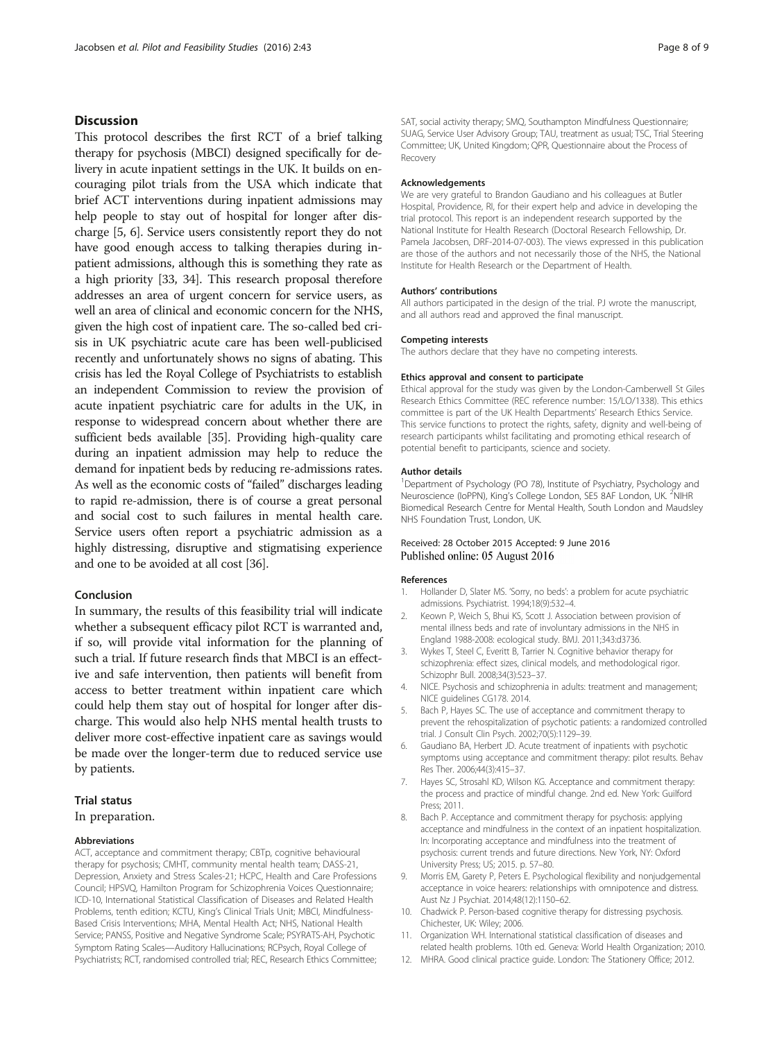## Discussion

This protocol describes the first RCT of a brief talking therapy for psychosis (MBCI) designed specifically for delivery in acute inpatient settings in the UK. It builds on encouraging pilot trials from the USA which indicate that brief ACT interventions during inpatient admissions may help people to stay out of hospital for longer after discharge [5, 6]. Service users consistently report they do not have good enough access to talking therapies during inpatient admissions, although this is something they rate as a high priority [33, 34]. This research proposal therefore addresses an area of urgent concern for service users, as well an area of clinical and economic concern for the NHS, given the high cost of inpatient care. The so-called bed crisis in UK psychiatric acute care has been well-publicised recently and unfortunately shows no signs of abating. This crisis has led the Royal College of Psychiatrists to establish an independent Commission to review the provision of acute inpatient psychiatric care for adults in the UK, in response to widespread concern about whether there are sufficient beds available [35]. Providing high-quality care during an inpatient admission may help to reduce the demand for inpatient beds by reducing re-admissions rates. As well as the economic costs of "failed" discharges leading to rapid re-admission, there is of course a great personal and social cost to such failures in mental health care. Service users often report a psychiatric admission as a highly distressing, disruptive and stigmatising experience and one to be avoided at all cost [36].

## Conclusion

In summary, the results of this feasibility trial will indicate whether a subsequent efficacy pilot RCT is warranted and, if so, will provide vital information for the planning of such a trial. If future research finds that MBCI is an effective and safe intervention, then patients will benefit from access to better treatment within inpatient care which could help them stay out of hospital for longer after discharge. This would also help NHS mental health trusts to deliver more cost-effective inpatient care as savings would be made over the longer-term due to reduced service use by patients.

## Trial status

In preparation.

#### Abbreviations

ACT, acceptance and commitment therapy; CBTp, cognitive behavioural therapy for psychosis; CMHT, community mental health team; DASS-21, Depression, Anxiety and Stress Scales-21; HCPC, Health and Care Professions Council; HPSVQ, Hamilton Program for Schizophrenia Voices Questionnaire; ICD-10, International Statistical Classification of Diseases and Related Health Problems, tenth edition; KCTU, King's Clinical Trials Unit; MBCI, Mindfulness-Based Crisis Interventions; MHA, Mental Health Act; NHS, National Health Service; PANSS, Positive and Negative Syndrome Scale; PSYRATS-AH, Psychotic Symptom Rating Scales—Auditory Hallucinations; RCPsych, Royal College of Psychiatrists; RCT, randomised controlled trial; REC, Research Ethics Committee; SAT, social activity therapy; SMQ, Southampton Mindfulness Questionnaire; SUAG, Service User Advisory Group; TAU, treatment as usual; TSC, Trial Steering Committee; UK, United Kingdom; QPR, Questionnaire about the Process of Recovery

#### Acknowledgements

We are very grateful to Brandon Gaudiano and his colleagues at Butler Hospital, Providence, RI, for their expert help and advice in developing the trial protocol. This report is an independent research supported by the National Institute for Health Research (Doctoral Research Fellowship, Dr. Pamela Jacobsen, DRF-2014-07-003). The views expressed in this publication are those of the authors and not necessarily those of the NHS, the National Institute for Health Research or the Department of Health.

#### Authors' contributions

All authors participated in the design of the trial. PJ wrote the manuscript, and all authors read and approved the final manuscript.

#### Competing interests

The authors declare that they have no competing interests.

#### Ethics approval and consent to participate

Ethical approval for the study was given by the London-Camberwell St Giles Research Ethics Committee (REC reference number: 15/LO/1338). This ethics committee is part of the UK Health Departments' Research Ethics Service. This service functions to protect the rights, safety, dignity and well-being of research participants whilst facilitating and promoting ethical research of potential benefit to participants, science and society.

#### Author details

[1]Department of Psychology (PO 78), Institute of Psychiatry, Psychology and Neuroscience (IoPPN), King's College London, SE5 8AF London, UK. [2]NIHR Biomedical Research Centre for Mental Health, South London and Maudsley NHS Foundation Trust, London, UK.

Received: 28 October 2015 Accepted: 9 June 2016
Published online: 05 August 2016

#### References

1. Hollander D, Slater MS. 'Sorry, no beds': a problem for acute psychiatric admissions. Psychiatrist. 1994;18(9):532–4.
2. Keown P, Weich S, Bhui KS, Scott J. Association between provision of mental illness beds and rate of involuntary admissions in the NHS in England 1988-2008: ecological study. BMJ. 2011;343:d3736.
3. Wykes T, Steel C, Everitt B, Tarrier N. Cognitive behavior therapy for schizophrenia: effect sizes, clinical models, and methodological rigor. Schizophr Bull. 2008;34(3):523–37.
4. NICE. Psychosis and schizophrenia in adults: treatment and management; NICE guidelines CG178. 2014.
5. Bach P, Hayes SC. The use of acceptance and commitment therapy to prevent the rehospitalization of psychotic patients: a randomized controlled trial. J Consult Clin Psych. 2002;70(5):1129–39.
6. Gaudiano BA, Herbert JD. Acute treatment of inpatients with psychotic symptoms using acceptance and commitment therapy: pilot results. Behav Res Ther. 2006;44(3):415–37.
7. Hayes SC, Strosahl KD, Wilson KG. Acceptance and commitment therapy: the process and practice of mindful change. 2nd ed. New York: Guilford Press; 2011.
8. Bach P. Acceptance and commitment therapy for psychosis: applying acceptance and mindfulness in the context of an inpatient hospitalization. In: Incorporating acceptance and mindfulness into the treatment of psychosis: current trends and future directions. New York, NY: Oxford University Press; US; 2015. p. 57–80.
9. Morris EM, Garety P, Peters E. Psychological flexibility and nonjudgemental acceptance in voice hearers: relationships with omnipotence and distress. Aust Nz J Psychiat. 2014;48(12):1150–62.
10. Chadwick P. Person-based cognitive therapy for distressing psychosis. Chichester, UK: Wiley; 2006.
11. Organization WH. International statistical classification of diseases and related health problems. 10th ed. Geneva: World Health Organization; 2010.
12. MHRA. Good clinical practice guide. London: The Stationery Office; 2012.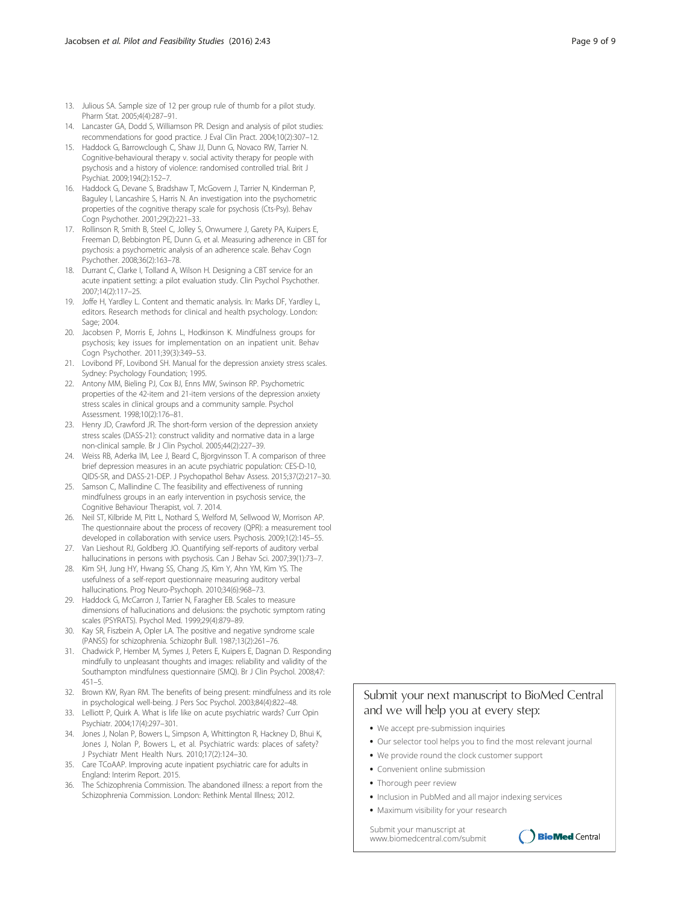13. Julious SA. Sample size of 12 per group rule of thumb for a pilot study. Pharm Stat. 2005;4(4):287–91.
14. Lancaster GA, Dodd S, Williamson PR. Design and analysis of pilot studies: recommendations for good practice. J Eval Clin Pract. 2004;10(2):307–12.
15. Haddock G, Barrowclough C, Shaw JJ, Dunn G, Novaco RW, Tarrier N. Cognitive-behavioural therapy v. social activity therapy for people with psychosis and a history of violence: randomised controlled trial. Brit J Psychiat. 2009;194(2):152–7.
16. Haddock G, Devane S, Bradshaw T, McGovern J, Tarrier N, Kinderman P, Baguley I, Lancashire S, Harris N. An investigation into the psychometric properties of the cognitive therapy scale for psychosis (Cts-Psy). Behav Cogn Psychother. 2001;29(2):221–33.
17. Rollinson R, Smith B, Steel C, Jolley S, Onwumere J, Garety PA, Kuipers E, Freeman D, Bebbington PE, Dunn G, et al. Measuring adherence in CBT for psychosis: a psychometric analysis of an adherence scale. Behav Cogn Psychother. 2008;36(2):163–78.
18. Durrant C, Clarke I, Tolland A, Wilson H. Designing a CBT service for an acute inpatient setting: a pilot evaluation study. Clin Psychol Psychother. 2007;14(2):117–25.
19. Joffe H, Yardley L. Content and thematic analysis. In: Marks DF, Yardley L, editors. Research methods for clinical and health psychology. London: Sage; 2004.
20. Jacobsen P, Morris E, Johns L, Hodkinson K. Mindfulness groups for psychosis; key issues for implementation on an inpatient unit. Behav Cogn Psychother. 2011;39(3):349–53.
21. Lovibond PF, Lovibond SH. Manual for the depression anxiety stress scales. Sydney: Psychology Foundation; 1995.
22. Antony MM, Bieling PJ, Cox BJ, Enns MW, Swinson RP. Psychometric properties of the 42-item and 21-item versions of the depression anxiety stress scales in clinical groups and a community sample. Psychol Assessment. 1998;10(2):176–81.
23. Henry JD, Crawford JR. The short-form version of the depression anxiety stress scales (DASS-21): construct validity and normative data in a large non-clinical sample. Br J Clin Psychol. 2005;44(2):227–39.
24. Weiss RB, Aderka IM, Lee J, Beard C, Bjorgvinsson T. A comparison of three brief depression measures in an acute psychiatric population: CES-D-10, QIDS-SR, and DASS-21-DEP. J Psychopathol Behav Assess. 2015;37(2):217–30.
25. Samson C, Mallindine C. The feasibility and effectiveness of running mindfulness groups in an early intervention in psychosis service, the Cognitive Behaviour Therapist, vol. 7. 2014.
26. Neil ST, Kilbride M, Pitt L, Nothard S, Welford M, Sellwood W, Morrison AP. The questionnaire about the process of recovery (QPR): a measurement tool developed in collaboration with service users. Psychosis. 2009;1(2):145–55.
27. Van Lieshout RJ, Goldberg JO. Quantifying self-reports of auditory verbal hallucinations in persons with psychosis. Can J Behav Sci. 2007;39(1):73–7.
28. Kim SH, Jung HY, Hwang SS, Chang JS, Kim Y, Ahn YM, Kim YS. The usefulness of a self-report questionnaire measuring auditory verbal hallucinations. Prog Neuro-Psychoph. 2010;34(6):968–73.
29. Haddock G, McCarron J, Tarrier N, Faragher EB. Scales to measure dimensions of hallucinations and delusions: the psychotic symptom rating scales (PSYRATS). Psychol Med. 1999;29(4):879–89.
30. Kay SR, Fiszbein A, Opler LA. The positive and negative syndrome scale (PANSS) for schizophrenia. Schizophr Bull. 1987;13(2):261–76.
31. Chadwick P, Hember M, Symes J, Peters E, Kuipers E, Dagnan D. Responding mindfully to unpleasant thoughts and images: reliability and validity of the Southampton mindfulness questionnaire (SMQ). Br J Clin Psychol. 2008;47: 451–5.
32. Brown KW, Ryan RM. The benefits of being present: mindfulness and its role in psychological well-being. J Pers Soc Psychol. 2003;84(4):822–48.
33. Lelliott P, Quirk A. What is life like on acute psychiatric wards? Curr Opin Psychiatr. 2004;17(4):297–301.
34. Jones J, Nolan P, Bowers L, Simpson A, Whittington R, Hackney D, Bhui K, Jones J, Nolan P, Bowers L, et al. Psychiatric wards: places of safety? J Psychiatr Ment Health Nurs. 2010;17(2):124–30.
35. Care TCoAAP. Improving acute inpatient psychiatric care for adults in England: Interim Report. 2015.
36. The Schizophrenia Commission. The abandoned illness: a report from the Schizophrenia Commission. London: Rethink Mental Illness; 2012.

Submit your next manuscript to BioMed Central and we will help you at every step:

- We accept pre-submission inquiries
- Our selector tool helps you to find the most relevant journal
- We provide round the clock customer support
- Convenient online submission
- Thorough peer review
- Inclusion in PubMed and all major indexing services
- Maximum visibility for your research

Submit your manuscript at www.biomedcentral.com/submit

BioMed Central